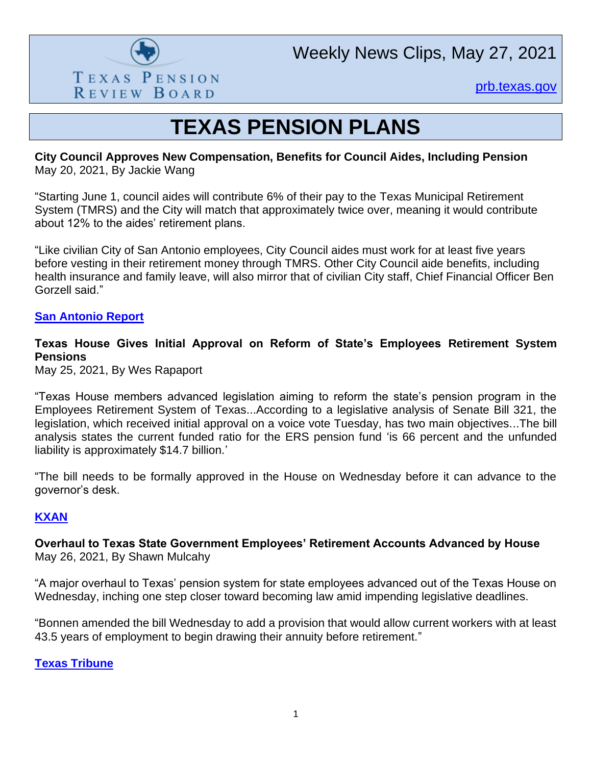Texas Pension Review Board

# Weekly News Clips, May 27, 2021

[prb.texas.gov](prb.texas.gov)

# TEXAS PENSION PLANS

**City Council Approves New Compensation, Benefits for Council Aides, Including Pension**
May 20, 2021, By Jackie Wang

"Starting June 1, council aides will contribute 6% of their pay to the Texas Municipal Retirement System (TMRS) and the City will match that approximately twice over, meaning it would contribute about 12% to the aides' retirement plans.

"Like civilian City of San Antonio employees, City Council aides must work for at least five years before vesting in their retirement money through TMRS. Other City Council aide benefits, including health insurance and family leave, will also mirror that of civilian City staff, Chief Financial Officer Ben Gorzell said."

**[San Antonio Report]()**

**Texas House Gives Initial Approval on Reform of State's Employees Retirement System Pensions**
May 25, 2021, By Wes Rapaport

"Texas House members advanced legislation aiming to reform the state's pension program in the Employees Retirement System of Texas...According to a legislative analysis of Senate Bill 321, the legislation, which received initial approval on a voice vote Tuesday, has two main objectives...The bill analysis states the current funded ratio for the ERS pension fund 'is 66 percent and the unfunded liability is approximately $14.7 billion.'

"The bill needs to be formally approved in the House on Wednesday before it can advance to the governor's desk.

**[KXAN]()**

**Overhaul to Texas State Government Employees' Retirement Accounts Advanced by House**
May 26, 2021, By Shawn Mulcahy

"A major overhaul to Texas' pension system for state employees advanced out of the Texas House on Wednesday, inching one step closer toward becoming law amid impending legislative deadlines.

"Bonnen amended the bill Wednesday to add a provision that would allow current workers with at least 43.5 years of employment to begin drawing their annuity before retirement."

**[Texas Tribune]()**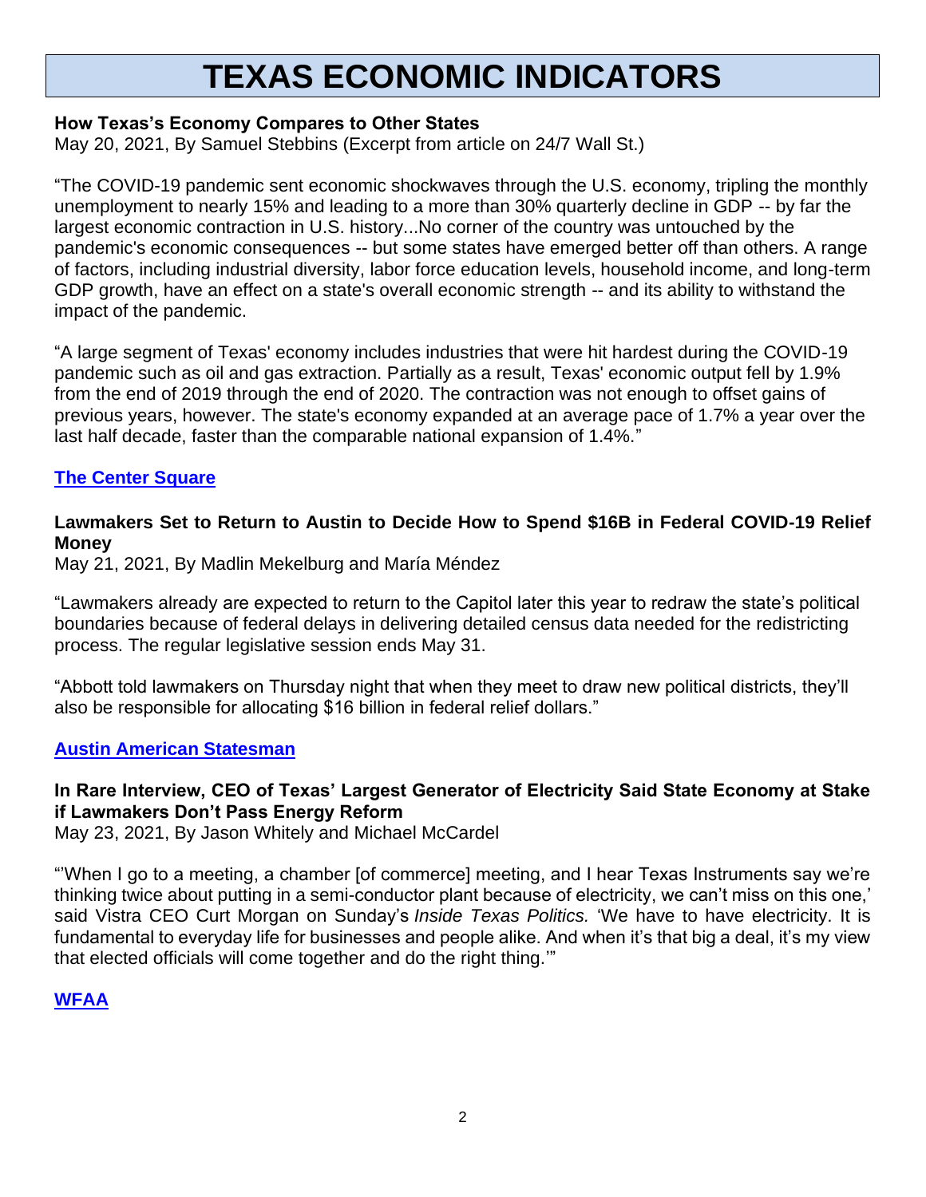# TEXAS ECONOMIC INDICATORS

**How Texas's Economy Compares to Other States**
May 20, 2021, By Samuel Stebbins (Excerpt from article on 24/7 Wall St.)

"The COVID-19 pandemic sent economic shockwaves through the U.S. economy, tripling the monthly unemployment to nearly 15% and leading to a more than 30% quarterly decline in GDP -- by far the largest economic contraction in U.S. history...No corner of the country was untouched by the pandemic's economic consequences -- but some states have emerged better off than others. A range of factors, including industrial diversity, labor force education levels, household income, and long-term GDP growth, have an effect on a state's overall economic strength -- and its ability to withstand the impact of the pandemic.

"A large segment of Texas' economy includes industries that were hit hardest during the COVID-19 pandemic such as oil and gas extraction. Partially as a result, Texas' economic output fell by 1.9% from the end of 2019 through the end of 2020. The contraction was not enough to offset gains of previous years, however. The state's economy expanded at an average pace of 1.7% a year over the last half decade, faster than the comparable national expansion of 1.4%."

**The Center Square**

**Lawmakers Set to Return to Austin to Decide How to Spend $16B in Federal COVID-19 Relief Money**
May 21, 2021, By Madlin Mekelburg and María Méndez

"Lawmakers already are expected to return to the Capitol later this year to redraw the state's political boundaries because of federal delays in delivering detailed census data needed for the redistricting process. The regular legislative session ends May 31.

"Abbott told lawmakers on Thursday night that when they meet to draw new political districts, they'll also be responsible for allocating $16 billion in federal relief dollars."

**Austin American Statesman**

**In Rare Interview, CEO of Texas' Largest Generator of Electricity Said State Economy at Stake if Lawmakers Don't Pass Energy Reform**
May 23, 2021, By Jason Whitely and Michael McCardel

"'When I go to a meeting, a chamber [of commerce] meeting, and I hear Texas Instruments say we're thinking twice about putting in a semi-conductor plant because of electricity, we can't miss on this one,' said Vistra CEO Curt Morgan on Sunday's *Inside Texas Politics.* 'We have to have electricity. It is fundamental to everyday life for businesses and people alike. And when it's that big a deal, it's my view that elected officials will come together and do the right thing.'"

**WFAA**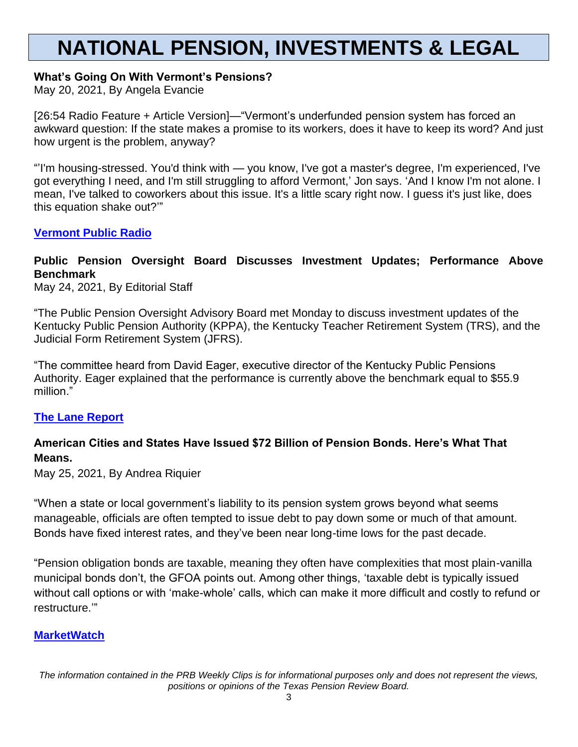# NATIONAL PENSION, INVESTMENTS & LEGAL

**What's Going On With Vermont's Pensions?**
May 20, 2021, By Angela Evancie

[26:54 Radio Feature + Article Version]—"Vermont's underfunded pension system has forced an awkward question: If the state makes a promise to its workers, does it have to keep its word? And just how urgent is the problem, anyway?

"'I'm housing-stressed. You'd think with — you know, I've got a master's degree, I'm experienced, I've got everything I need, and I'm still struggling to afford Vermont,' Jon says. 'And I know I'm not alone. I mean, I've talked to coworkers about this issue. It's a little scary right now. I guess it's just like, does this equation shake out?'"

**Vermont Public Radio**

**Public Pension Oversight Board Discusses Investment Updates; Performance Above Benchmark**
May 24, 2021, By Editorial Staff

"The Public Pension Oversight Advisory Board met Monday to discuss investment updates of the Kentucky Public Pension Authority (KPPA), the Kentucky Teacher Retirement System (TRS), and the Judicial Form Retirement System (JFRS).

"The committee heard from David Eager, executive director of the Kentucky Public Pensions Authority. Eager explained that the performance is currently above the benchmark equal to $55.9 million."

**The Lane Report**

**American Cities and States Have Issued $72 Billion of Pension Bonds. Here's What That Means.**
May 25, 2021, By Andrea Riquier

"When a state or local government's liability to its pension system grows beyond what seems manageable, officials are often tempted to issue debt to pay down some or much of that amount. Bonds have fixed interest rates, and they've been near long-time lows for the past decade.

"Pension obligation bonds are taxable, meaning they often have complexities that most plain-vanilla municipal bonds don't, the GFOA points out. Among other things, 'taxable debt is typically issued without call options or with 'make-whole' calls, which can make it more difficult and costly to refund or restructure.'"

**MarketWatch**

*The information contained in the PRB Weekly Clips is for informational purposes only and does not represent the views, positions or opinions of the Texas Pension Review Board.*